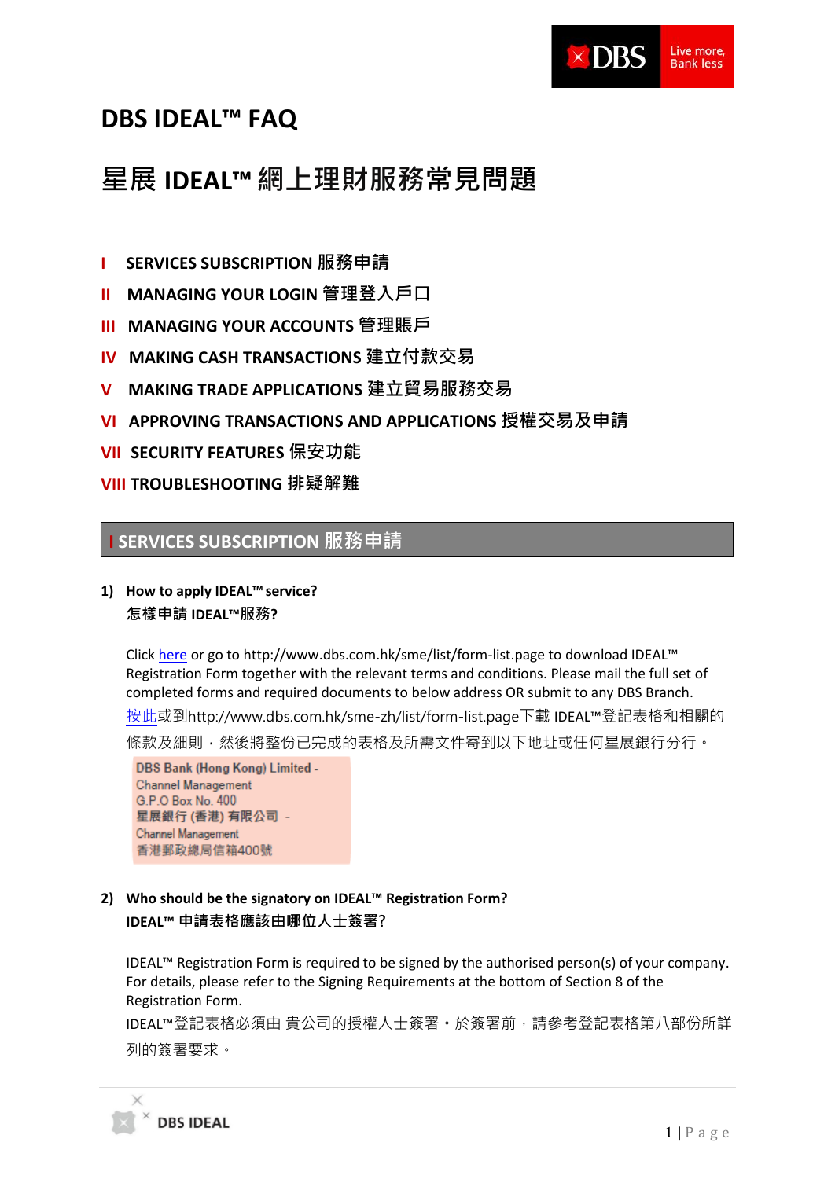# DBS IDEAL™ FAQ

# 星展 IDEAL™ 網上理財服務常見問題

- I SERVICES SUBSCRIPTION 服務申請
- II MANAGING YOUR LOGIN 管理登入戶口
- III MANAGING YOUR ACCOUNTS 管理賬戶
- IV MAKING CASH TRANSACTIONS 建立付款交易
- V MAKING TRADE APPLICATIONS 建立貿易服務交易
- VI APPROVING TRANSACTIONS AND APPLICATIONS 授權交易及申請
- VII SECURITY FEATURES 保安功能
- VIII TROUBLESHOOTING 排疑解難

## I SERVICES SUBSCRIPTION 服務申請

**1) How to apply IDEAL™ service?**
**怎樣申請 IDEAL™服務?**

Click here or go to http://www.dbs.com.hk/sme/list/form-list.page to download IDEAL™ Registration Form together with the relevant terms and conditions. Please mail the full set of completed forms and required documents to below address OR submit to any DBS Branch.
按此或到http://www.dbs.com.hk/sme-zh/list/form-list.page下載 IDEAL™登記表格和相關的條款及細則，然後將整份已完成的表格及所需文件寄到以下地址或任何星展銀行分行。

> DBS Bank (Hong Kong) Limited -
> Channel Management
> G.P.O Box No. 400
> 星展銀行 (香港) 有限公司 -
> Channel Management
> 香港郵政總局信箱400號

**2) Who should be the signatory on IDEAL™ Registration Form?**
**IDEAL™ 申請表格應該由哪位人士簽署?**

IDEAL™ Registration Form is required to be signed by the authorised person(s) of your company. For details, please refer to the Signing Requirements at the bottom of Section 8 of the Registration Form.
IDEAL™登記表格必須由 貴公司的授權人士簽署。於簽署前，請參考登記表格第八部份所詳列的簽署要求。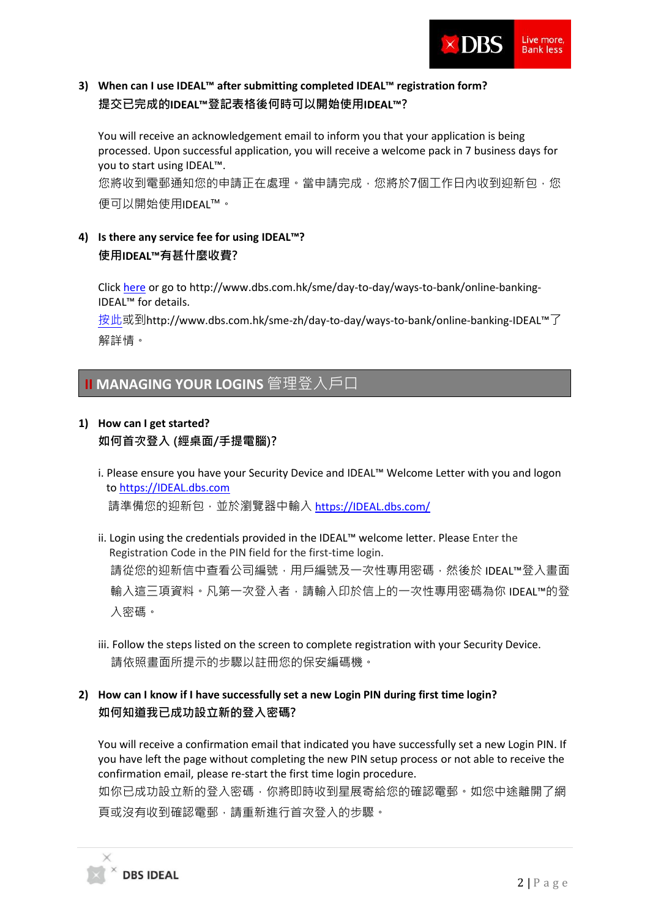**3) When can I use IDEAL™ after submitting completed IDEAL™ registration form?**
**提交已完成的IDEAL™登記表格後何時可以開始使用IDEAL™?**

You will receive an acknowledgement email to inform you that your application is being processed. Upon successful application, you will receive a welcome pack in 7 business days for you to start using IDEAL™.
您將收到電郵通知您的申請正在處理。當申請完成，您將於7個工作日內收到迎新包，您便可以開始使用IDEAL™。

**4) Is there any service fee for using IDEAL™?**
**使用IDEAL™有甚什麼收費?**

Click here or go to http://www.dbs.com.hk/sme/day-to-day/ways-to-bank/online-banking-IDEAL™ for details.
按此或到http://www.dbs.com.hk/sme-zh/day-to-day/ways-to-bank/online-banking-IDEAL™了解詳情。

## II MANAGING YOUR LOGINS 管理登入戶口

**1) How can I get started?**
**如何首次登入 (經桌面/手提電腦)?**

i. Please ensure you have your Security Device and IDEAL™ Welcome Letter with you and logon to https://IDEAL.dbs.com
請準備您的迎新包，並於瀏覽器中輸入 https://IDEAL.dbs.com/

ii. Login using the credentials provided in the IDEAL™ welcome letter. Please Enter the Registration Code in the PIN field for the first-time login.
請從您的迎新信中查看公司編號，用戶編號及一次性專用密碼，然後於 IDEAL™登入畫面輸入這三項資料。凡第一次登入者，請輸入印於信上的一次性專用密碼為你 IDEAL™的登入密碼。

iii. Follow the steps listed on the screen to complete registration with your Security Device.
請依照畫面所提示的步驟以註冊您的保安編碼機。

**2) How can I know if I have successfully set a new Login PIN during first time login?**
**如何知道我已成功設立新的登入密碼?**

You will receive a confirmation email that indicated you have successfully set a new Login PIN. If you have left the page without completing the new PIN setup process or not able to receive the confirmation email, please re-start the first time login procedure.
如你已成功設立新的登入密碼，你將即時收到星展寄給您的確認電郵。如您中途離開了網頁或沒有收到確認電郵，請重新進行首次登入的步驟。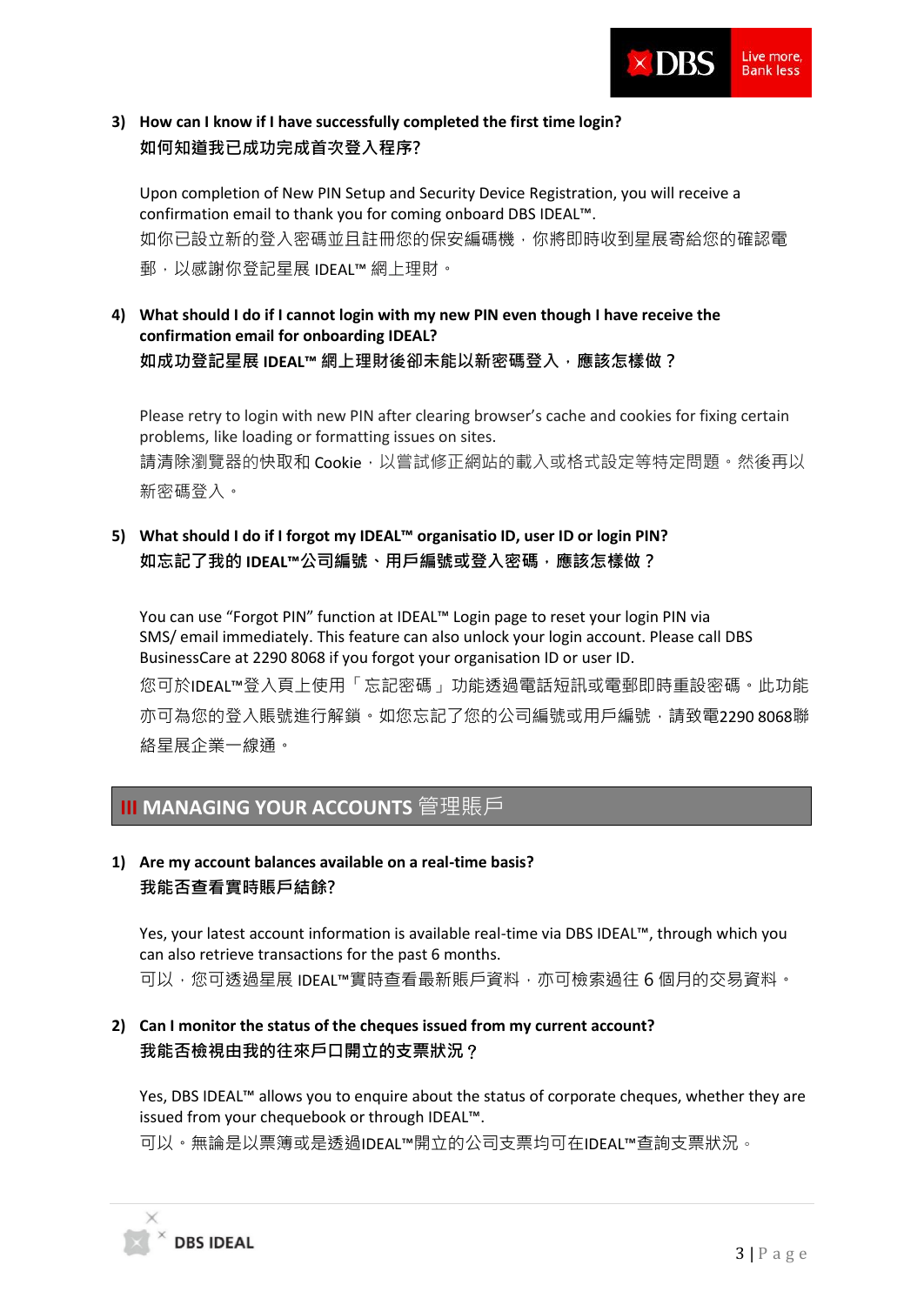**3) How can I know if I have successfully completed the first time login?**
**如何知道我已成功完成首次登入程序?**

Upon completion of New PIN Setup and Security Device Registration, you will receive a confirmation email to thank you for coming onboard DBS IDEAL™.
如你已設立新的登入密碼並且註冊您的保安編碼機，你將即時收到星展寄給您的確認電郵，以感謝你登記星展 IDEAL™ 網上理財。

**4) What should I do if I cannot login with my new PIN even though I have receive the confirmation email for onboarding IDEAL?**
**如成功登記星展 IDEAL™ 網上理財後卻未能以新密碼登入，應該怎樣做？**

Please retry to login with new PIN after clearing browser's cache and cookies for fixing certain problems, like loading or formatting issues on sites.
請清除瀏覽器的快取和 Cookie，以嘗試修正網站的載入或格式設定等特定問題。然後再以新密碼登入。

**5) What should I do if I forgot my IDEAL™ organisatio ID, user ID or login PIN?**
**如忘記了我的 IDEAL™公司編號、用戶編號或登入密碼，應該怎樣做？**

You can use "Forgot PIN" function at IDEAL™ Login page to reset your login PIN via SMS/ email immediately. This feature can also unlock your login account. Please call DBS BusinessCare at 2290 8068 if you forgot your organisation ID or user ID.
您可於IDEAL™登入頁上使用「忘記密碼」功能透過電話短訊或電郵即時重設密碼。此功能亦可為您的登入賬號進行解鎖。如您忘記了您的公司編號或用戶編號，請致電2290 8068聯絡星展企業一線通。

## III MANAGING YOUR ACCOUNTS 管理賬戶

**1) Are my account balances available on a real-time basis?**
**我能否查看實時賬戶結餘?**

Yes, your latest account information is available real-time via DBS IDEAL™, through which you can also retrieve transactions for the past 6 months.
可以，您可透過星展 IDEAL™實時查看最新賬戶資料，亦可檢索過往 6 個月的交易資料。

**2) Can I monitor the status of the cheques issued from my current account?**
**我能否檢視由我的往來戶口開立的支票狀況？**

Yes, DBS IDEAL™ allows you to enquire about the status of corporate cheques, whether they are issued from your chequebook or through IDEAL™.
可以。無論是以票簿或是透過IDEAL™開立的公司支票均可在IDEAL™查詢支票狀況。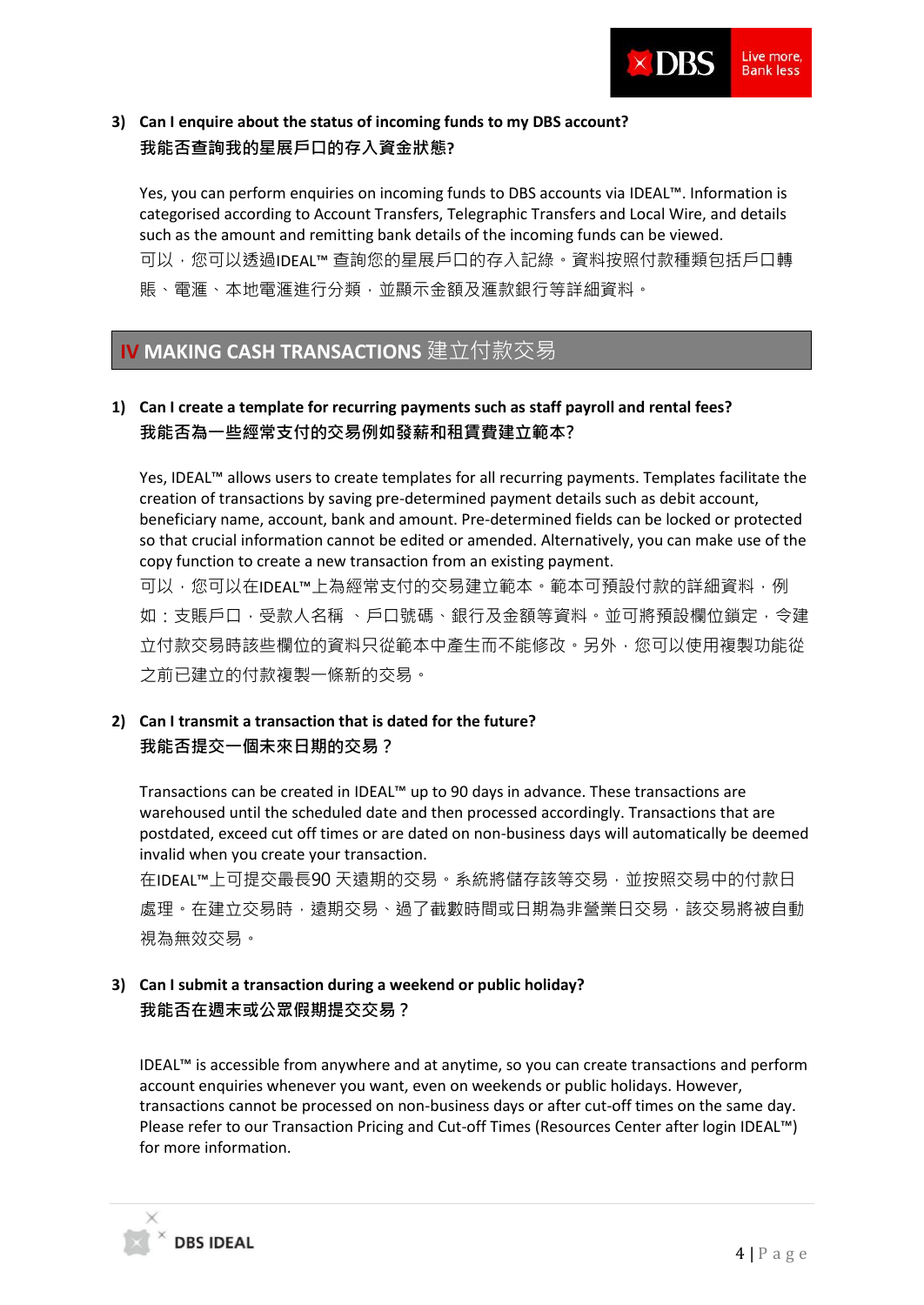**3) Can I enquire about the status of incoming funds to my DBS account?**
**我能否查詢我的星展戶口的存入資金狀態?**

Yes, you can perform enquiries on incoming funds to DBS accounts via IDEAL™. Information is categorised according to Account Transfers, Telegraphic Transfers and Local Wire, and details such as the amount and remitting bank details of the incoming funds can be viewed.
可以，您可以透過IDEAL™ 查詢您的星展戶口的存入記綠。資料按照付款種類包括戶口轉賬、電滙、本地電滙進行分類，並顯示金額及滙款銀行等詳細資料。

## IV MAKING CASH TRANSACTIONS 建立付款交易

**1) Can I create a template for recurring payments such as staff payroll and rental fees?**
**我能否為一些經常支付的交易例如發薪和租賃費建立範本?**

Yes, IDEAL™ allows users to create templates for all recurring payments. Templates facilitate the creation of transactions by saving pre-determined payment details such as debit account, beneficiary name, account, bank and amount. Pre-determined fields can be locked or protected so that crucial information cannot be edited or amended. Alternatively, you can make use of the copy function to create a new transaction from an existing payment.
可以，您可以在IDEAL™上為經常支付的交易建立範本。範本可預設付款的詳細資料，例如：支賬戶口，受款人名稱 、戶口號碼、銀行及金額等資料。並可將預設欄位鎖定，令建立付款交易時該些欄位的資料只從範本中產生而不能修改。另外，您可以使用複製功能從之前已建立的付款複製一條新的交易。

**2) Can I transmit a transaction that is dated for the future?**
**我能否提交一個未來日期的交易？**

Transactions can be created in IDEAL™ up to 90 days in advance. These transactions are warehoused until the scheduled date and then processed accordingly. Transactions that are postdated, exceed cut off times or are dated on non-business days will automatically be deemed invalid when you create your transaction.
在IDEAL™上可提交最長90 天遠期的交易。系統將儲存該等交易，並按照交易中的付款日處理。在建立交易時，遠期交易、過了截數時間或日期為非營業日交易，該交易將被自動視為無效交易。

**3) Can I submit a transaction during a weekend or public holiday?**
**我能否在週末或公眾假期提交交易？**

IDEAL™ is accessible from anywhere and at anytime, so you can create transactions and perform account enquiries whenever you want, even on weekends or public holidays. However, transactions cannot be processed on non-business days or after cut-off times on the same day. Please refer to our Transaction Pricing and Cut-off Times (Resources Center after login IDEAL™) for more information.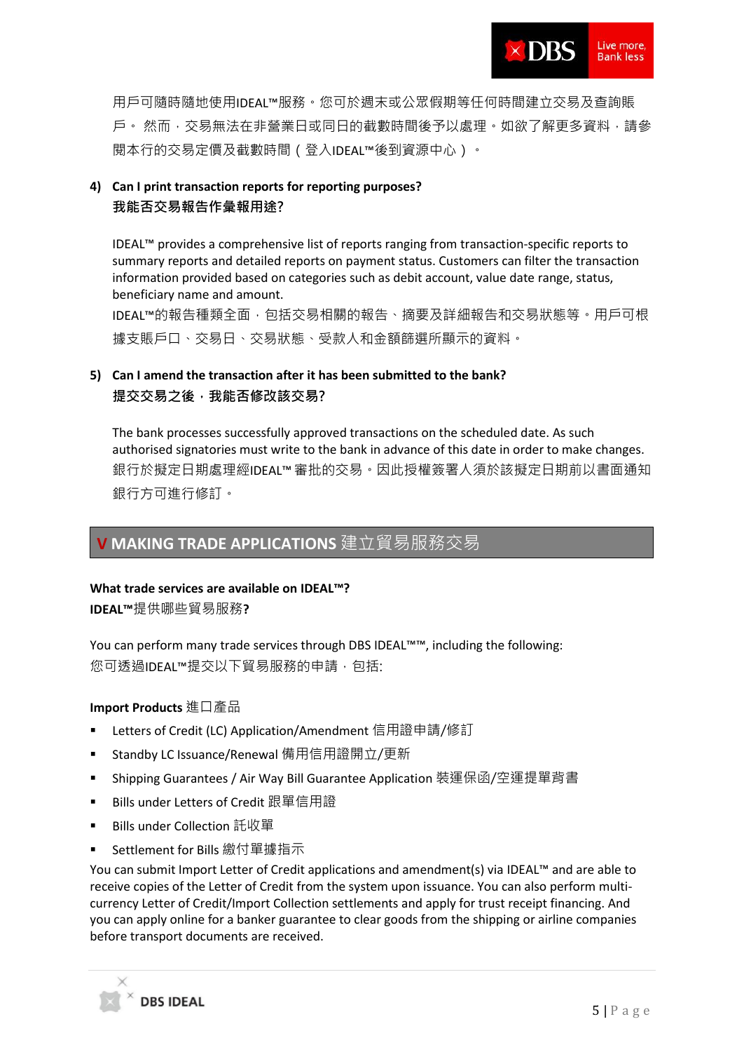用戶可隨時隨地使用IDEAL™服務。您可於週末或公眾假期等任何時間建立交易及查詢賬戶。 然而，交易無法在非營業日或同日的截數時間後予以處理。如欲了解更多資料，請參閱本行的交易定價及截數時間（登入IDEAL™後到資源中心）。

**4) Can I print transaction reports for reporting purposes?**
**我能否交易報告作彙報用途?**

IDEAL™ provides a comprehensive list of reports ranging from transaction-specific reports to summary reports and detailed reports on payment status. Customers can filter the transaction information provided based on categories such as debit account, value date range, status, beneficiary name and amount.
IDEAL™的報告種類全面，包括交易相關的報告、摘要及詳細報告和交易狀態等。用戶可根據支賬戶口、交易日、交易狀態、受款人和金額篩選所顯示的資料。

**5) Can I amend the transaction after it has been submitted to the bank?**
**提交交易之後，我能否修改該交易?**

The bank processes successfully approved transactions on the scheduled date. As such authorised signatories must write to the bank in advance of this date in order to make changes.
銀行於擬定日期處理經IDEAL™ 審批的交易。因此授權簽署人須於該擬定日期前以書面通知銀行方可進行修訂。

## V MAKING TRADE APPLICATIONS 建立貿易服務交易

**What trade services are available on IDEAL™?**
**IDEAL™提供哪些貿易服務?**

You can perform many trade services through DBS IDEAL™™, including the following:
您可透過IDEAL™提交以下貿易服務的申請，包括:

**Import Products** 進口產品

- Letters of Credit (LC) Application/Amendment 信用證申請/修訂
- Standby LC Issuance/Renewal 備用信用證開立/更新
- Shipping Guarantees / Air Way Bill Guarantee Application 裝運保函/空運提單背書
- Bills under Letters of Credit 跟單信用證
- Bills under Collection 託收單
- Settlement for Bills 繳付單據指示

You can submit Import Letter of Credit applications and amendment(s) via IDEAL™ and are able to receive copies of the Letter of Credit from the system upon issuance. You can also perform multi-currency Letter of Credit/Import Collection settlements and apply for trust receipt financing. And you can apply online for a banker guarantee to clear goods from the shipping or airline companies before transport documents are received.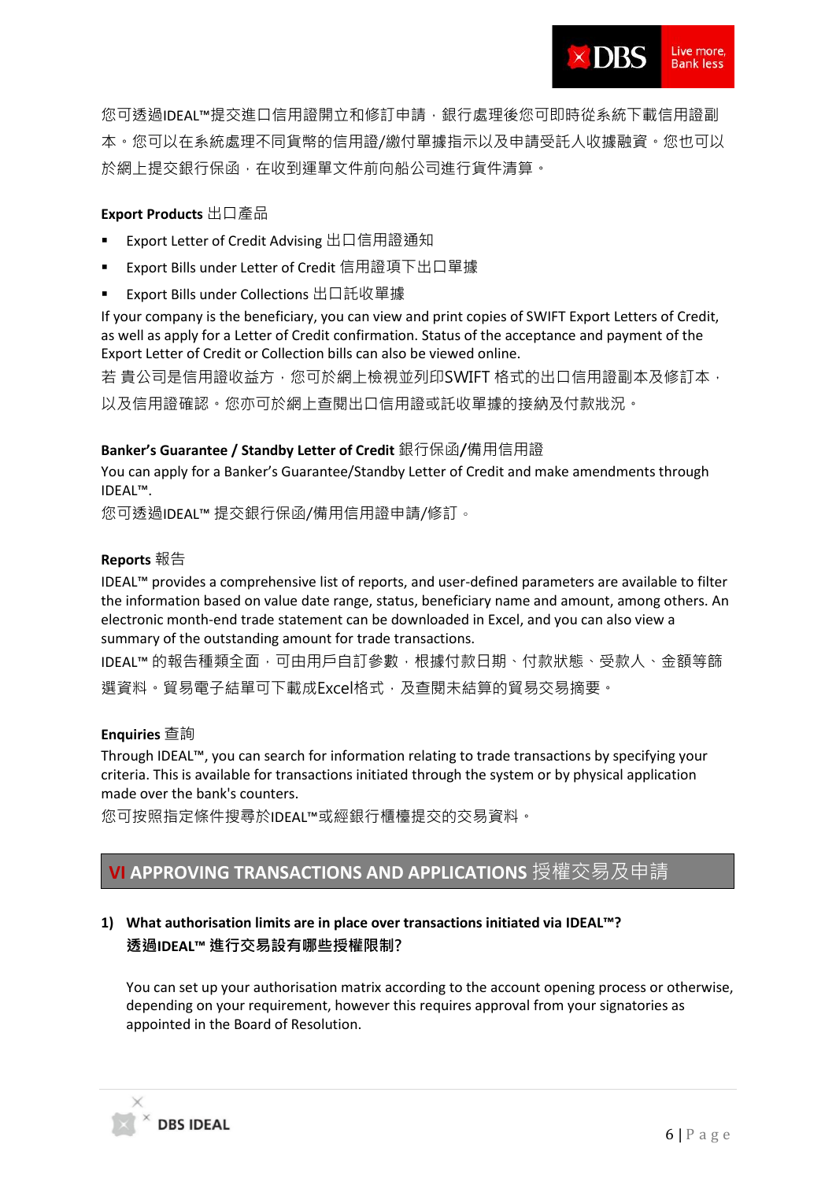您可透過IDEAL™提交進口信用證開立和修訂申請，銀行處理後您可即時從系統下載信用證副本。您可以在系統處理不同貨幣的信用證/繳付單據指示以及申請受託人收據融資。您也可以於網上提交銀行保函，在收到運單文件前向船公司進行貨件清算。

**Export Products** 出口產品

- Export Letter of Credit Advising 出口信用證通知
- Export Bills under Letter of Credit 信用證項下出口單據
- Export Bills under Collections 出口託收單據

If your company is the beneficiary, you can view and print copies of SWIFT Export Letters of Credit, as well as apply for a Letter of Credit confirmation. Status of the acceptance and payment of the Export Letter of Credit or Collection bills can also be viewed online.

若 貴公司是信用證收益方，您可於網上檢視並列印SWIFT 格式的出口信用證副本及修訂本，以及信用證確認。您亦可於網上查閱出口信用證或託收單據的接納及付款狀況。

**Banker's Guarantee / Standby Letter of Credit** 銀行保函/備用信用證

You can apply for a Banker's Guarantee/Standby Letter of Credit and make amendments through IDEAL™.

您可透過IDEAL™ 提交銀行保函/備用信用證申請/修訂。

**Reports** 報告

IDEAL™ provides a comprehensive list of reports, and user-defined parameters are available to filter the information based on value date range, status, beneficiary name and amount, among others. An electronic month-end trade statement can be downloaded in Excel, and you can also view a summary of the outstanding amount for trade transactions.

IDEAL™ 的報告種類全面，可由用戶自訂參數，根據付款日期、付款狀態、受款人、金額等篩選資料。貿易電子結單可下載成Excel格式，及查閱未結算的貿易交易摘要。

**Enquiries** 查詢

Through IDEAL™, you can search for information relating to trade transactions by specifying your criteria. This is available for transactions initiated through the system or by physical application made over the bank's counters.

您可按照指定條件搜尋於IDEAL™或經銀行櫃檯提交的交易資料。

## VI APPROVING TRANSACTIONS AND APPLICATIONS 授權交易及申請

**1) What authorisation limits are in place over transactions initiated via IDEAL™?**
**透過IDEAL™ 進行交易設有哪些授權限制?**

You can set up your authorisation matrix according to the account opening process or otherwise, depending on your requirement, however this requires approval from your signatories as appointed in the Board of Resolution.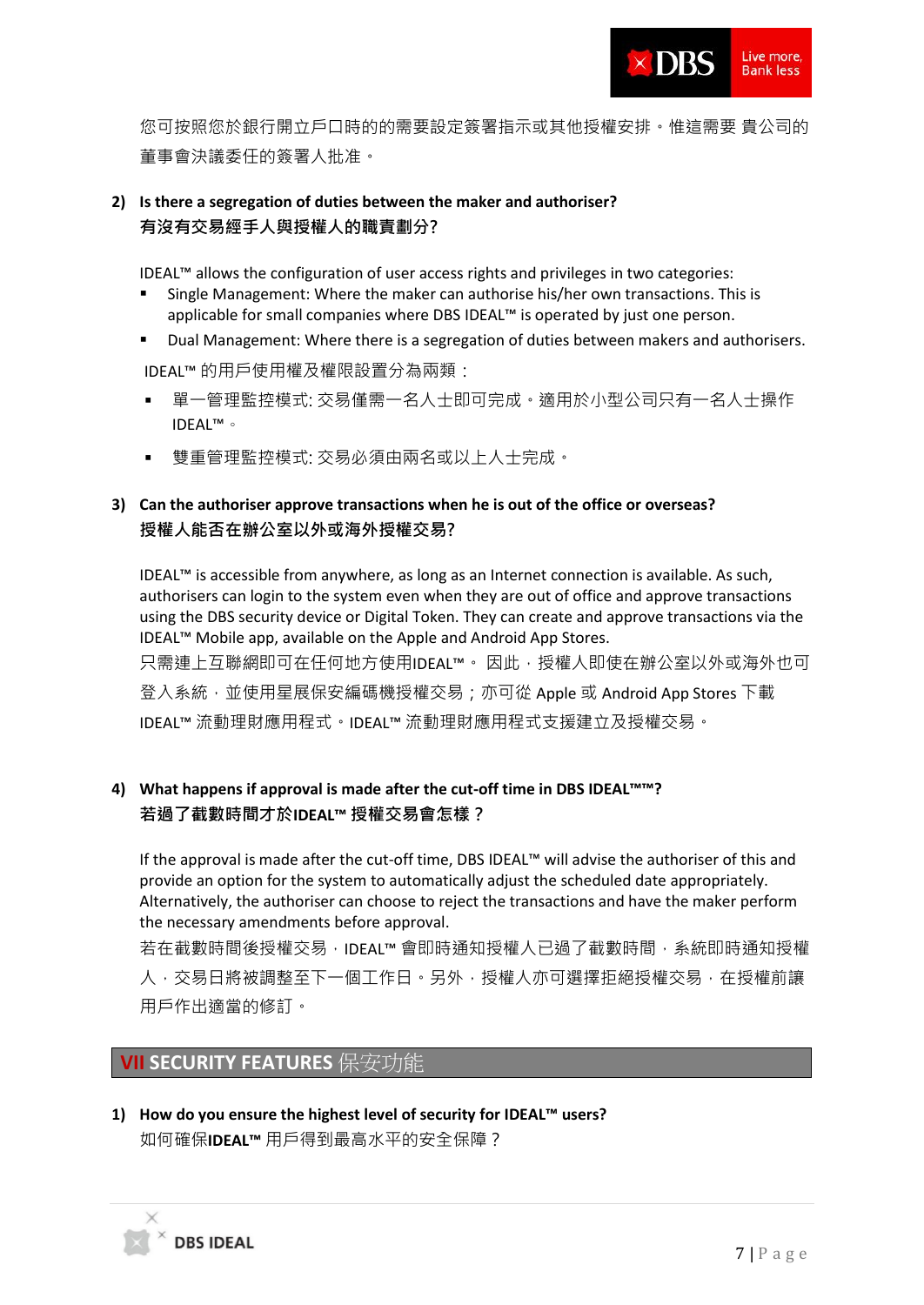您可按照您於銀行開立戶口時的的需要設定簽署指示或其他授權安排。惟這需要 貴公司的董事會決議委任的簽署人批准。

**2) Is there a segregation of duties between the maker and authoriser?**
**有沒有交易經手人與授權人的職責劃分?**

IDEAL™ allows the configuration of user access rights and privileges in two categories:

- Single Management: Where the maker can authorise his/her own transactions. This is applicable for small companies where DBS IDEAL™ is operated by just one person.
- Dual Management: Where there is a segregation of duties between makers and authorisers.

IDEAL™ 的用戶使用權及權限設置分為兩類：

- 單一管理監控模式: 交易僅需一名人士即可完成。適用於小型公司只有一名人士操作 IDEAL™。
- 雙重管理監控模式: 交易必須由兩名或以上人士完成。

**3) Can the authoriser approve transactions when he is out of the office or overseas?**
**授權人能否在辦公室以外或海外授權交易?**

IDEAL™ is accessible from anywhere, as long as an Internet connection is available. As such, authorisers can login to the system even when they are out of office and approve transactions using the DBS security device or Digital Token. They can create and approve transactions via the IDEAL™ Mobile app, available on the Apple and Android App Stores.
只需連上互聯網即可在任何地方使用IDEAL™。 因此，授權人即使在辦公室以外或海外也可登入系統，並使用星展保安編碼機授權交易；亦可從 Apple 或 Android App Stores 下載 IDEAL™ 流動理財應用程式。IDEAL™ 流動理財應用程式支援建立及授權交易。

**4) What happens if approval is made after the cut-off time in DBS IDEAL™™?**
**若過了截數時間才於IDEAL™ 授權交易會怎樣？**

If the approval is made after the cut-off time, DBS IDEAL™ will advise the authoriser of this and provide an option for the system to automatically adjust the scheduled date appropriately. Alternatively, the authoriser can choose to reject the transactions and have the maker perform the necessary amendments before approval.
若在截數時間後授權交易，IDEAL™ 會即時通知授權人已過了截數時間，系統即時通知授權人，交易日將被調整至下一個工作日。另外，授權人亦可選擇拒絕授權交易，在授權前讓用戶作出適當的修訂。

## VII SECURITY FEATURES 保安功能

**1) How do you ensure the highest level of security for IDEAL™ users?**
如何確保**IDEAL™** 用戶得到最高水平的安全保障？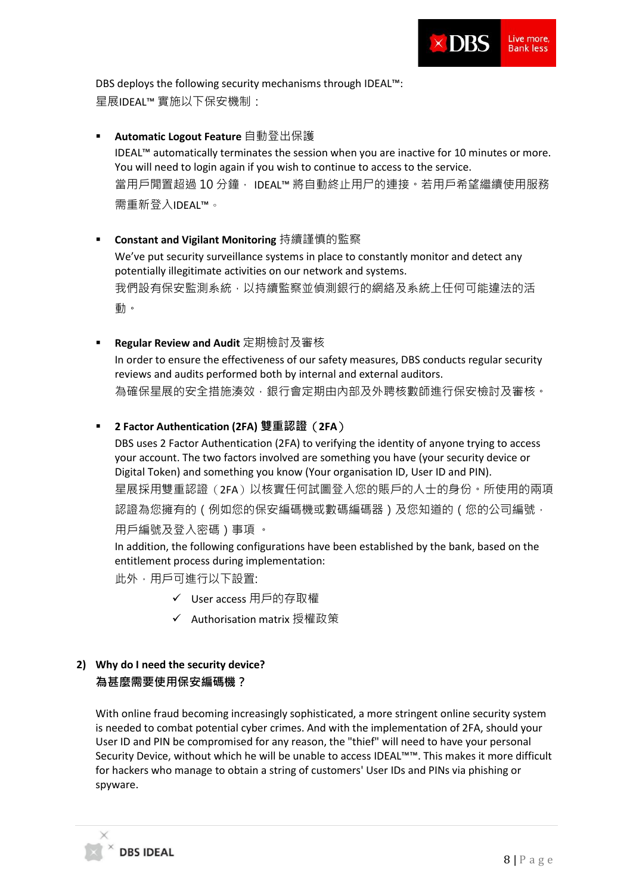DBS deploys the following security mechanisms through IDEAL™:
星展IDEAL™ 實施以下保安機制：

- **Automatic Logout Feature** 自動登出保護
  IDEAL™ automatically terminates the session when you are inactive for 10 minutes or more. You will need to login again if you wish to continue to access to the service.
  當用戶閒置超過 10 分鐘， IDEAL™ 將自動終止用戶的連接。若用戶希望繼續使用服務需重新登入IDEAL™。

- **Constant and Vigilant Monitoring** 持續謹慎的監察
  We've put security surveillance systems in place to constantly monitor and detect any potentially illegitimate activities on our network and systems.
  我們設有保安監測系統，以持續監察並偵測銀行的網絡及系統上任何可能違法的活動。

- **Regular Review and Audit** 定期檢討及審核
  In order to ensure the effectiveness of our safety measures, DBS conducts regular security reviews and audits performed both by internal and external auditors.
  為確保星展的安全措施湊效，銀行會定期由內部及外聘核數師進行保安檢討及審核。

- **2 Factor Authentication (2FA) 雙重認證（2FA）**
  DBS uses 2 Factor Authentication (2FA) to verifying the identity of anyone trying to access your account. The two factors involved are something you have (your security device or Digital Token) and something you know (Your organisation ID, User ID and PIN).
  星展採用雙重認證（2FA）以核實任何試圖登入您的賬戶的人士的身份。所使用的兩項認證為您擁有的（例如您的保安編碼機或數碼編碼器）及您知道的（您的公司編號，用戶編號及登入密碼）事項 。
  In addition, the following configurations have been established by the bank, based on the entitlement process during implementation:
  此外，用戶可進行以下設置:
  - ✓ User access 用戶的存取權
  - ✓ Authorisation matrix 授權政策

## 2) Why do I need the security device?
## 為甚麼需要使用保安編碼機？

With online fraud becoming increasingly sophisticated, a more stringent online security system is needed to combat potential cyber crimes. And with the implementation of 2FA, should your User ID and PIN be compromised for any reason, the "thief" will need to have your personal Security Device, without which he will be unable to access IDEAL™™. This makes it more difficult for hackers who manage to obtain a string of customers' User IDs and PINs via phishing or spyware.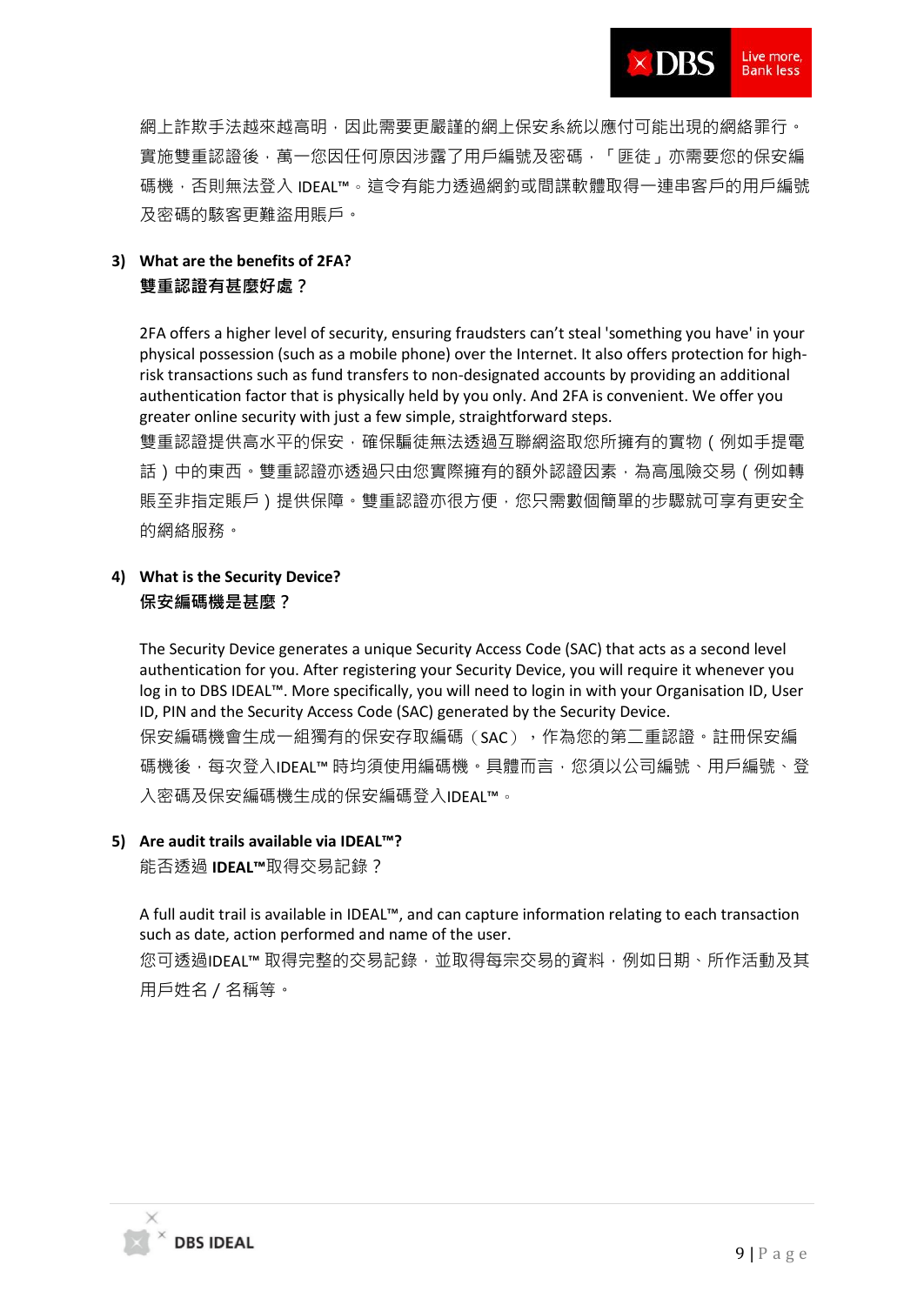網上詐欺手法越來越高明，因此需要更嚴謹的網上保安系統以應付可能出現的網絡罪行。實施雙重認證後，萬一您因任何原因涉露了用戶編號及密碼，「匪徒」亦需要您的保安編碼機，否則無法登入 IDEAL™。這令有能力透過網釣或間諜軟體取得一連串客戶的用戶編號及密碼的駭客更難盜用賬戶。

**3) What are the benefits of 2FA?**
**雙重認證有甚麼好處？**

2FA offers a higher level of security, ensuring fraudsters can't steal 'something you have' in your physical possession (such as a mobile phone) over the Internet. It also offers protection for high-risk transactions such as fund transfers to non-designated accounts by providing an additional authentication factor that is physically held by you only. And 2FA is convenient. We offer you greater online security with just a few simple, straightforward steps.

雙重認證提供高水平的保安，確保騙徒無法透過互聯網盜取您所擁有的實物（例如手提電話）中的東西。雙重認證亦透過只由您實際擁有的額外認證因素，為高風險交易（例如轉賬至非指定賬戶）提供保障。雙重認證亦很方便，您只需數個簡單的步驟就可享有更安全的網絡服務。

**4) What is the Security Device?**
**保安編碼機是甚麼？**

The Security Device generates a unique Security Access Code (SAC) that acts as a second level authentication for you. After registering your Security Device, you will require it whenever you log in to DBS IDEAL™. More specifically, you will need to login in with your Organisation ID, User ID, PIN and the Security Access Code (SAC) generated by the Security Device.

保安編碼機會生成一組獨有的保安存取編碼（SAC），作為您的第二重認證。註冊保安編碼機後，每次登入IDEAL™ 時均須使用編碼機。具體而言，您須以公司編號、用戶編號、登入密碼及保安編碼機生成的保安編碼登入IDEAL™。

**5) Are audit trails available via IDEAL™?**
能否透過 **IDEAL™**取得交易記錄？

A full audit trail is available in IDEAL™, and can capture information relating to each transaction such as date, action performed and name of the user.

您可透過IDEAL™ 取得完整的交易記錄，並取得每宗交易的資料，例如日期、所作活動及其用戶姓名 / 名稱等。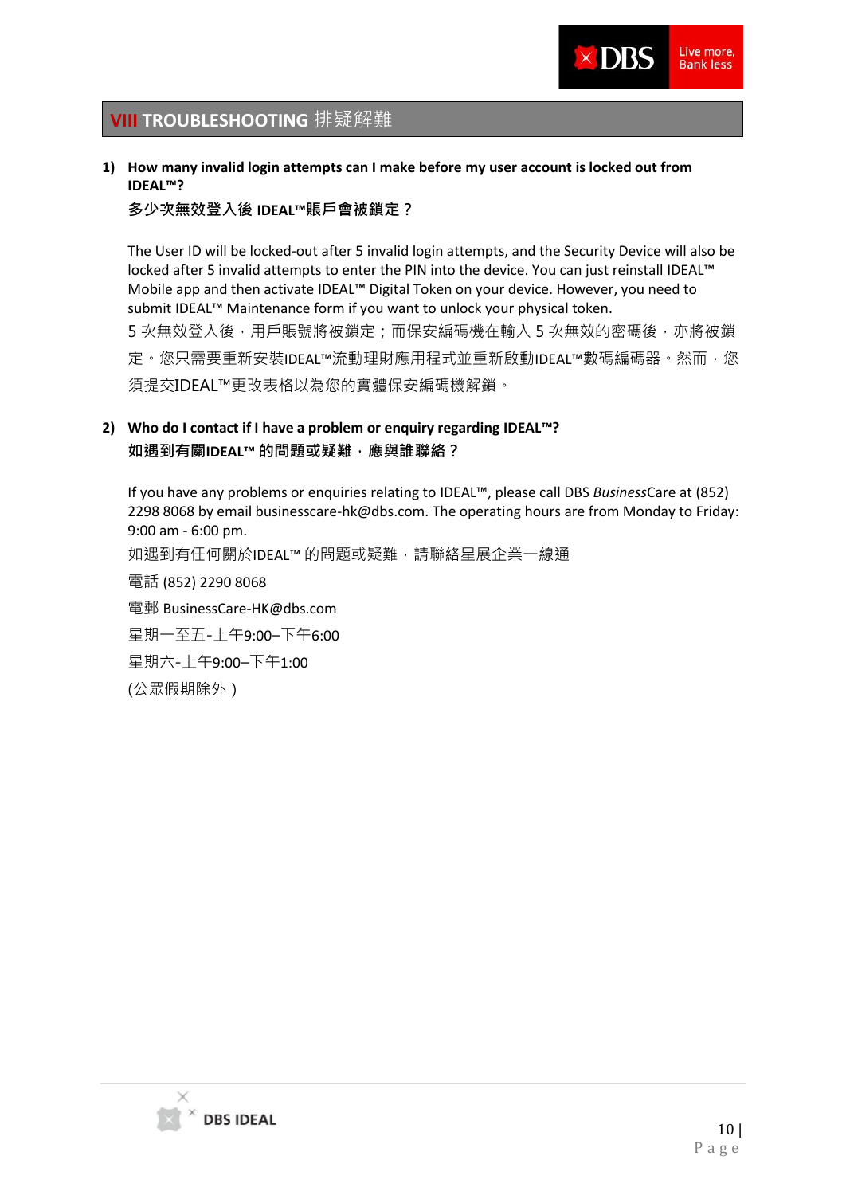## VIII TROUBLESHOOTING 排疑解難

**1) How many invalid login attempts can I make before my user account is locked out from IDEAL™?**

**多少次無效登入後 IDEAL™賬戶會被鎖定？**

The User ID will be locked-out after 5 invalid login attempts, and the Security Device will also be locked after 5 invalid attempts to enter the PIN into the device. You can just reinstall IDEAL™ Mobile app and then activate IDEAL™ Digital Token on your device. However, you need to submit IDEAL™ Maintenance form if you want to unlock your physical token.

5 次無效登入後，用戶賬號將被鎖定；而保安編碼機在輸入 5 次無效的密碼後，亦將被鎖定。您只需要重新安裝IDEAL™流動理財應用程式並重新啟動IDEAL™數碼編碼器。然而，您須提交IDEAL™更改表格以為您的實體保安編碼機解鎖。

**2) Who do I contact if I have a problem or enquiry regarding IDEAL™?**

**如遇到有關IDEAL™ 的問題或疑難，應與誰聯絡？**

If you have any problems or enquiries relating to IDEAL™, please call DBS *Business*Care at (852) 2298 8068 by email businesscare-hk@dbs.com. The operating hours are from Monday to Friday: 9:00 am - 6:00 pm.

如遇到有任何關於IDEAL™ 的問題或疑難，請聯絡星展企業一線通

電話 (852) 2290 8068

電郵 BusinessCare-HK@dbs.com

星期一至五-上午9:00–下午6:00

星期六-上午9:00–下午1:00

(公眾假期除外）